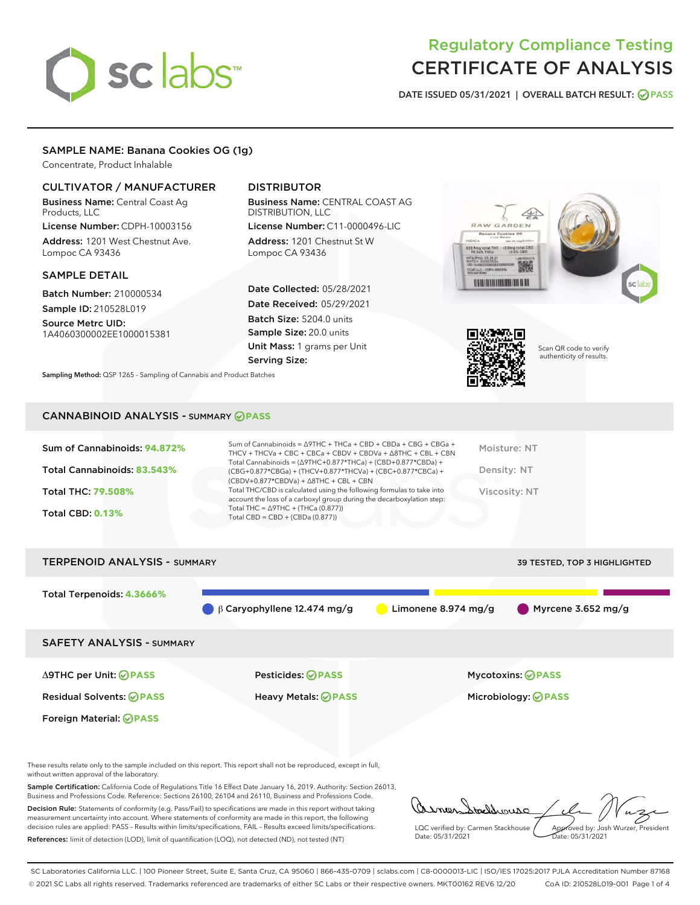# Regulatory Compliance Testing
# CERTIFICATE OF ANALYSIS

DATE ISSUED 05/31/2021 | OVERALL BATCH RESULT: PASS

## SAMPLE NAME: Banana Cookies OG (1g)

Concentrate, Product Inhalable

### CULTIVATOR / MANUFACTURER

**Business Name:** Central Coast Ag Products, LLC

**License Number:** CDPH-10003156

**Address:** 1201 West Chestnut Ave. Lompoc CA 93436

### DISTRIBUTOR

**Business Name:** CENTRAL COAST AG DISTRIBUTION, LLC

**License Number:** C11-0000496-LIC

**Address:** 1201 Chestnut St W Lompoc CA 93436

### SAMPLE DETAIL

**Batch Number:** 210000534

**Sample ID:** 210528L019

**Source Metrc UID:** 1A4060300002EE1000015381

**Date Collected:** 05/28/2021

**Date Received:** 05/29/2021

**Batch Size:** 5204.0 units

**Sample Size:** 20.0 units

**Unit Mass:** 1 grams per Unit

**Serving Size:**

**Sampling Method:** QSP 1265 - Sampling of Cannabis and Product Batches

Scan QR code to verify authenticity of results.

## CANNABINOID ANALYSIS - SUMMARY PASS

Sum of Cannabinoids: **94.872%**

Total Cannabinoids: **83.543%**

Total THC: **79.508%**

Total CBD: **0.13%**

Sum of Cannabinoids = Δ9THC + THCa + CBD + CBDa + CBG + CBGa + THCV + THCVa + CBC + CBCa + CBDV + CBDVa + Δ8THC + CBL + CBN

Total Cannabinoids = (Δ9THC+0.877*THCa) + (CBD+0.877*CBDa) + (CBG+0.877*CBGa) + (THCV+0.877*THCVa) + (CBC+0.877*CBCa) + (CBDV+0.877*CBDVa) + Δ8THC + CBL + CBN

Total THC/CBD is calculated using the following formulas to take into account the loss of a carboxyl group during the decarboxylation step:
Total THC = Δ9THC + (THCa (0.877))
Total CBD = CBD + (CBDa (0.877))

Moisture: NT

Density: NT

Viscosity: NT

## TERPENOID ANALYSIS - SUMMARY

39 TESTED, TOP 3 HIGHLIGHTED

Total Terpenoids: **4.3666%**

β Caryophyllene 12.474 mg/g | Limonene 8.974 mg/g | Myrcene 3.652 mg/g

## SAFETY ANALYSIS - SUMMARY

Δ9THC per Unit: PASS

Pesticides: PASS

Mycotoxins: PASS

Residual Solvents: PASS

Heavy Metals: PASS

Microbiology: PASS

Foreign Material: PASS

These results relate only to the sample included on this report. This report shall not be reproduced, except in full, without written approval of the laboratory.

**Sample Certification:** California Code of Regulations Title 16 Effect Date January 16, 2019. Authority: Section 26013, Business and Professions Code. Reference: Sections 26100, 26104 and 26110, Business and Professions Code.

**Decision Rule:** Statements of conformity (e.g. Pass/Fail) to specifications are made in this report without taking measurement uncertainty into account. Where statements of conformity are made in this report, the following decision rules are applied: PASS – Results within limits/specifications, FAIL – Results exceed limits/specifications.

**References:** limit of detection (LOD), limit of quantification (LOQ), not detected (ND), not tested (NT)

LQC verified by: Carmen Stackhouse
Date: 05/31/2021

Approved by: Josh Wurzer, President
Date: 05/31/2021

SC Laboratories California LLC. | 100 Pioneer Street, Suite E, Santa Cruz, CA 95060 | 866-435-0709 | sclabs.com | C8-0000013-LIC | ISO/IES 17025:2017 PJLA Accreditation Number 87168
© 2021 SC Labs all rights reserved. Trademarks referenced are trademarks of either SC Labs or their respective owners. MKT00162 REV6 12/20 CoA ID: 210528L019-001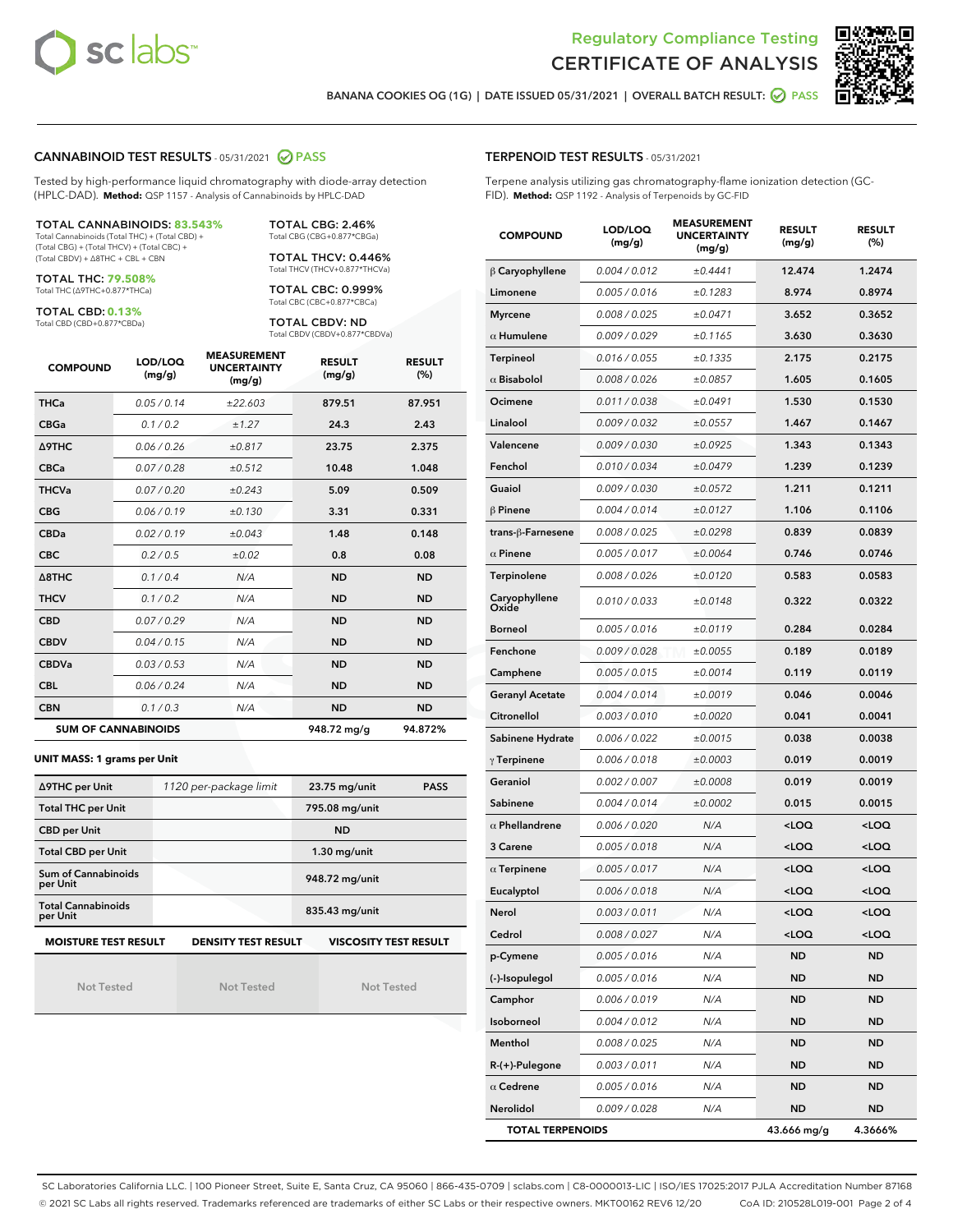# Regulatory Compliance Testing
# CERTIFICATE OF ANALYSIS

BANANA COOKIES OG (1G) | DATE ISSUED 05/31/2021 | OVERALL BATCH RESULT: PASS

## CANNABINOID TEST RESULTS - 05/31/2021 PASS

Tested by high-performance liquid chromatography with diode-array detection (HPLC-DAD). **Method:** QSP 1157 - Analysis of Cannabinoids by HPLC-DAD

**TOTAL CANNABINOIDS: 83.543%**
Total Cannabinoids (Total THC) + (Total CBD) + (Total CBG) + (Total THCV) + (Total CBC) + (Total CBDV) + Δ8THC + CBL + CBN

**TOTAL THC: 79.508%**
Total THC (Δ9THC+0.877*THCa)

**TOTAL CBD: 0.13%**
Total CBD (CBD+0.877*CBDa)

**TOTAL CBG: 2.46%**
Total CBG (CBG+0.877*CBGa)

**TOTAL THCV: 0.446%**
Total THCV (THCV+0.877*THCVa)

**TOTAL CBC: 0.999%**
Total CBC (CBC+0.877*CBCa)

**TOTAL CBDV: ND**
Total CBDV (CBDV+0.877*CBDVa)

| COMPOUND | LOD/LOQ (mg/g) | MEASUREMENT UNCERTAINTY (mg/g) | RESULT (mg/g) | RESULT (%) |
|---|---|---|---|---|
| THCa | 0.05 / 0.14 | ±22.603 | 879.51 | 87.951 |
| CBGa | 0.1 / 0.2 | ±1.27 | 24.3 | 2.43 |
| Δ9THC | 0.06 / 0.26 | ±0.817 | 23.75 | 2.375 |
| CBCa | 0.07 / 0.28 | ±0.512 | 10.48 | 1.048 |
| THCVa | 0.07 / 0.20 | ±0.243 | 5.09 | 0.509 |
| CBG | 0.06 / 0.19 | ±0.130 | 3.31 | 0.331 |
| CBDa | 0.02 / 0.19 | ±0.043 | 1.48 | 0.148 |
| CBC | 0.2 / 0.5 | ±0.02 | 0.8 | 0.08 |
| Δ8THC | 0.1 / 0.4 | N/A | ND | ND |
| THCV | 0.1 / 0.2 | N/A | ND | ND |
| CBD | 0.07 / 0.29 | N/A | ND | ND |
| CBDV | 0.04 / 0.15 | N/A | ND | ND |
| CBDVa | 0.03 / 0.53 | N/A | ND | ND |
| CBL | 0.06 / 0.24 | N/A | ND | ND |
| CBN | 0.1 / 0.3 | N/A | ND | ND |
| **SUM OF CANNABINOIDS** | | | 948.72 mg/g | 94.872% |

**UNIT MASS: 1 grams per Unit**

| | | | |
|---|---|---|---|
| Δ9THC per Unit | 1120 per-package limit | 23.75 mg/unit | PASS |
| Total THC per Unit | | 795.08 mg/unit | |
| CBD per Unit | | ND | |
| Total CBD per Unit | | 1.30 mg/unit | |
| Sum of Cannabinoids per Unit | | 948.72 mg/unit | |
| Total Cannabinoids per Unit | | 835.43 mg/unit | |

| MOISTURE TEST RESULT | DENSITY TEST RESULT | VISCOSITY TEST RESULT |
|---|---|---|
| Not Tested | Not Tested | Not Tested |

## TERPENOID TEST RESULTS - 05/31/2021

Terpene analysis utilizing gas chromatography-flame ionization detection (GC-FID). **Method:** QSP 1192 - Analysis of Terpenoids by GC-FID

| COMPOUND | LOD/LOQ (mg/g) | MEASUREMENT UNCERTAINTY (mg/g) | RESULT (mg/g) | RESULT (%) |
|---|---|---|---|---|
| β Caryophyllene | 0.004 / 0.012 | ±0.4441 | 12.474 | 1.2474 |
| Limonene | 0.005 / 0.016 | ±0.1283 | 8.974 | 0.8974 |
| Myrcene | 0.008 / 0.025 | ±0.0471 | 3.652 | 0.3652 |
| α Humulene | 0.009 / 0.029 | ±0.1165 | 3.630 | 0.3630 |
| Terpineol | 0.016 / 0.055 | ±0.1335 | 2.175 | 0.2175 |
| α Bisabolol | 0.008 / 0.026 | ±0.0857 | 1.605 | 0.1605 |
| Ocimene | 0.011 / 0.038 | ±0.0491 | 1.530 | 0.1530 |
| Linalool | 0.009 / 0.032 | ±0.0557 | 1.467 | 0.1467 |
| Valencene | 0.009 / 0.030 | ±0.0925 | 1.343 | 0.1343 |
| Fenchol | 0.010 / 0.034 | ±0.0479 | 1.239 | 0.1239 |
| Guaiol | 0.009 / 0.030 | ±0.0572 | 1.211 | 0.1211 |
| β Pinene | 0.004 / 0.014 | ±0.0127 | 1.106 | 0.1106 |
| trans-β-Farnesene | 0.008 / 0.025 | ±0.0298 | 0.839 | 0.0839 |
| α Pinene | 0.005 / 0.017 | ±0.0064 | 0.746 | 0.0746 |
| Terpinolene | 0.008 / 0.026 | ±0.0120 | 0.583 | 0.0583 |
| Caryophyllene Oxide | 0.010 / 0.033 | ±0.0148 | 0.322 | 0.0322 |
| Borneol | 0.005 / 0.016 | ±0.0119 | 0.284 | 0.0284 |
| Fenchone | 0.009 / 0.028 | ±0.0055 | 0.189 | 0.0189 |
| Camphene | 0.005 / 0.015 | ±0.0014 | 0.119 | 0.0119 |
| Geranyl Acetate | 0.004 / 0.014 | ±0.0019 | 0.046 | 0.0046 |
| Citronellol | 0.003 / 0.010 | ±0.0020 | 0.041 | 0.0041 |
| Sabinene Hydrate | 0.006 / 0.022 | ±0.0015 | 0.038 | 0.0038 |
| γ Terpinene | 0.006 / 0.018 | ±0.0003 | 0.019 | 0.0019 |
| Geraniol | 0.002 / 0.007 | ±0.0008 | 0.019 | 0.0019 |
| Sabinene | 0.004 / 0.014 | ±0.0002 | 0.015 | 0.0015 |
| α Phellandrene | 0.006 / 0.020 | N/A | <LOQ | <LOQ |
| 3 Carene | 0.005 / 0.018 | N/A | <LOQ | <LOQ |
| α Terpinene | 0.005 / 0.017 | N/A | <LOQ | <LOQ |
| Eucalyptol | 0.006 / 0.018 | N/A | <LOQ | <LOQ |
| Nerol | 0.003 / 0.011 | N/A | <LOQ | <LOQ |
| Cedrol | 0.008 / 0.027 | N/A | <LOQ | <LOQ |
| p-Cymene | 0.005 / 0.016 | N/A | ND | ND |
| (-)-Isopulegol | 0.005 / 0.016 | N/A | ND | ND |
| Camphor | 0.006 / 0.019 | N/A | ND | ND |
| Isoborneol | 0.004 / 0.012 | N/A | ND | ND |
| Menthol | 0.008 / 0.025 | N/A | ND | ND |
| R-(+)-Pulegone | 0.003 / 0.011 | N/A | ND | ND |
| α Cedrene | 0.005 / 0.016 | N/A | ND | ND |
| Nerolidol | 0.009 / 0.028 | N/A | ND | ND |
| **TOTAL TERPENOIDS** | | | 43.666 mg/g | 4.3666% |

SC Laboratories California LLC. | 100 Pioneer Street, Suite E, Santa Cruz, CA 95060 | 866-435-0709 | sclabs.com | C8-0000013-LIC | ISO/IES 17025:2017 PJLA Accreditation Number 87168
© 2021 SC Labs all rights reserved. Trademarks referenced are trademarks of either SC Labs or their respective owners. MKT00162 REV6 12/20 CoA ID: 210528L019-001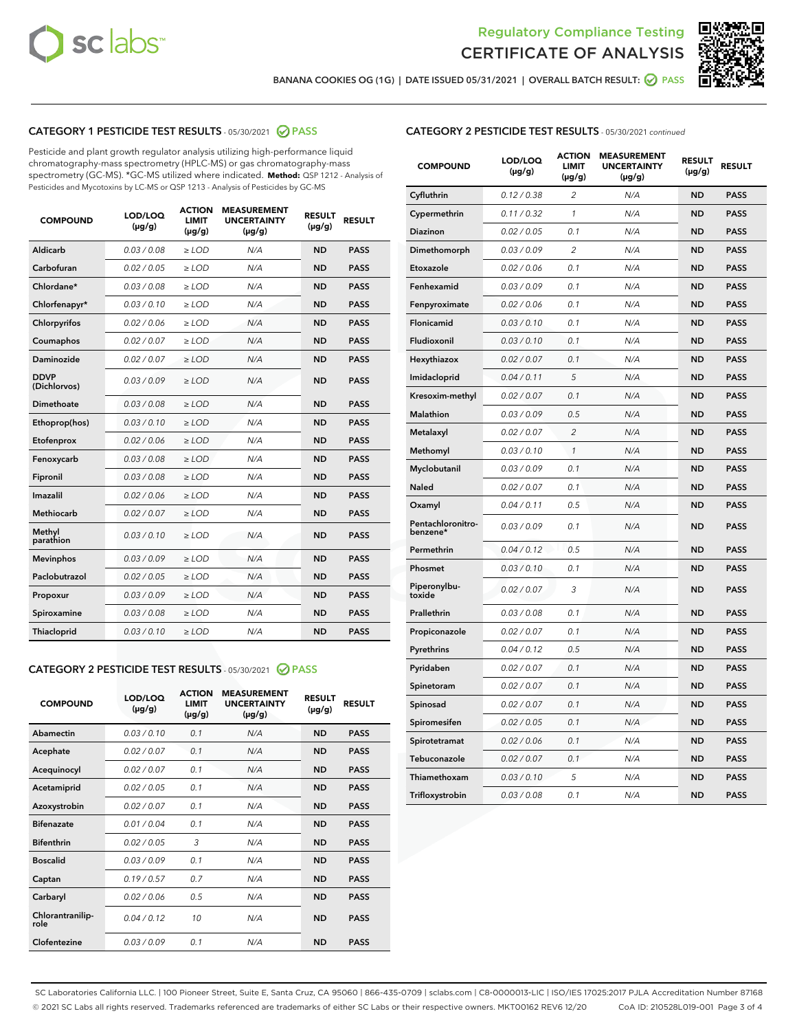## Regulatory Compliance Testing
## CERTIFICATE OF ANALYSIS

BANANA COOKIES OG (1G) | DATE ISSUED 05/31/2021 | OVERALL BATCH RESULT: PASS

### CATEGORY 1 PESTICIDE TEST RESULTS - 05/30/2021 PASS

Pesticide and plant growth regulator analysis utilizing high-performance liquid chromatography-mass spectrometry (HPLC-MS) or gas chromatography-mass spectrometry (GC-MS). *GC-MS utilized where indicated. **Method:** QSP 1212 - Analysis of Pesticides and Mycotoxins by LC-MS or QSP 1213 - Analysis of Pesticides by GC-MS

| COMPOUND | LOD/LOQ (µg/g) | ACTION LIMIT (µg/g) | MEASUREMENT UNCERTAINTY (µg/g) | RESULT (µg/g) | RESULT |
|---|---|---|---|---|---|
| Aldicarb | 0.03 / 0.08 | ≥ LOD | N/A | ND | PASS |
| Carbofuran | 0.02 / 0.05 | ≥ LOD | N/A | ND | PASS |
| Chlordane* | 0.03 / 0.08 | ≥ LOD | N/A | ND | PASS |
| Chlorfenapyr* | 0.03 / 0.10 | ≥ LOD | N/A | ND | PASS |
| Chlorpyrifos | 0.02 / 0.06 | ≥ LOD | N/A | ND | PASS |
| Coumaphos | 0.02 / 0.07 | ≥ LOD | N/A | ND | PASS |
| Daminozide | 0.02 / 0.07 | ≥ LOD | N/A | ND | PASS |
| DDVP (Dichlorvos) | 0.03 / 0.09 | ≥ LOD | N/A | ND | PASS |
| Dimethoate | 0.03 / 0.08 | ≥ LOD | N/A | ND | PASS |
| Ethoprop(hos) | 0.03 / 0.10 | ≥ LOD | N/A | ND | PASS |
| Etofenprox | 0.02 / 0.06 | ≥ LOD | N/A | ND | PASS |
| Fenoxycarb | 0.03 / 0.08 | ≥ LOD | N/A | ND | PASS |
| Fipronil | 0.03 / 0.08 | ≥ LOD | N/A | ND | PASS |
| Imazalil | 0.02 / 0.06 | ≥ LOD | N/A | ND | PASS |
| Methiocarb | 0.02 / 0.07 | ≥ LOD | N/A | ND | PASS |
| Methyl parathion | 0.03 / 0.10 | ≥ LOD | N/A | ND | PASS |
| Mevinphos | 0.03 / 0.09 | ≥ LOD | N/A | ND | PASS |
| Paclobutrazol | 0.02 / 0.05 | ≥ LOD | N/A | ND | PASS |
| Propoxur | 0.03 / 0.09 | ≥ LOD | N/A | ND | PASS |
| Spiroxamine | 0.03 / 0.08 | ≥ LOD | N/A | ND | PASS |
| Thiacloprid | 0.03 / 0.10 | ≥ LOD | N/A | ND | PASS |

### CATEGORY 2 PESTICIDE TEST RESULTS - 05/30/2021 PASS

| COMPOUND | LOD/LOQ (µg/g) | ACTION LIMIT (µg/g) | MEASUREMENT UNCERTAINTY (µg/g) | RESULT (µg/g) | RESULT |
|---|---|---|---|---|---|
| Abamectin | 0.03 / 0.10 | 0.1 | N/A | ND | PASS |
| Acephate | 0.02 / 0.07 | 0.1 | N/A | ND | PASS |
| Acequinocyl | 0.02 / 0.07 | 0.1 | N/A | ND | PASS |
| Acetamiprid | 0.02 / 0.05 | 0.1 | N/A | ND | PASS |
| Azoxystrobin | 0.02 / 0.07 | 0.1 | N/A | ND | PASS |
| Bifenazate | 0.01 / 0.04 | 0.1 | N/A | ND | PASS |
| Bifenthrin | 0.02 / 0.05 | 3 | N/A | ND | PASS |
| Boscalid | 0.03 / 0.09 | 0.1 | N/A | ND | PASS |
| Captan | 0.19 / 0.57 | 0.7 | N/A | ND | PASS |
| Carbaryl | 0.02 / 0.06 | 0.5 | N/A | ND | PASS |
| Chlorantraniliprole | 0.04 / 0.12 | 10 | N/A | ND | PASS |
| Clofentezine | 0.03 / 0.09 | 0.1 | N/A | ND | PASS |
| Cyfluthrin | 0.12 / 0.38 | 2 | N/A | ND | PASS |
| Cypermethrin | 0.11 / 0.32 | 1 | N/A | ND | PASS |
| Diazinon | 0.02 / 0.05 | 0.1 | N/A | ND | PASS |
| Dimethomorph | 0.03 / 0.09 | 2 | N/A | ND | PASS |
| Etoxazole | 0.02 / 0.06 | 0.1 | N/A | ND | PASS |
| Fenhexamid | 0.03 / 0.09 | 0.1 | N/A | ND | PASS |
| Fenpyroximate | 0.02 / 0.06 | 0.1 | N/A | ND | PASS |
| Flonicamid | 0.03 / 0.10 | 0.1 | N/A | ND | PASS |
| Fludioxonil | 0.03 / 0.10 | 0.1 | N/A | ND | PASS |
| Hexythiazox | 0.02 / 0.07 | 0.1 | N/A | ND | PASS |
| Imidacloprid | 0.04 / 0.11 | 5 | N/A | ND | PASS |
| Kresoxim-methyl | 0.02 / 0.07 | 0.1 | N/A | ND | PASS |
| Malathion | 0.03 / 0.09 | 0.5 | N/A | ND | PASS |
| Metalaxyl | 0.02 / 0.07 | 2 | N/A | ND | PASS |
| Methomyl | 0.03 / 0.10 | 1 | N/A | ND | PASS |
| Myclobutanil | 0.03 / 0.09 | 0.1 | N/A | ND | PASS |
| Naled | 0.02 / 0.07 | 0.1 | N/A | ND | PASS |
| Oxamyl | 0.04 / 0.11 | 0.5 | N/A | ND | PASS |
| Pentachloronitrobenzene* | 0.03 / 0.09 | 0.1 | N/A | ND | PASS |
| Permethrin | 0.04 / 0.12 | 0.5 | N/A | ND | PASS |
| Phosmet | 0.03 / 0.10 | 0.1 | N/A | ND | PASS |
| Piperonylbutoxide | 0.02 / 0.07 | 3 | N/A | ND | PASS |
| Prallethrin | 0.03 / 0.08 | 0.1 | N/A | ND | PASS |
| Propiconazole | 0.02 / 0.07 | 0.1 | N/A | ND | PASS |
| Pyrethrins | 0.04 / 0.12 | 0.5 | N/A | ND | PASS |
| Pyridaben | 0.02 / 0.07 | 0.1 | N/A | ND | PASS |
| Spinetoram | 0.02 / 0.07 | 0.1 | N/A | ND | PASS |
| Spinosad | 0.02 / 0.07 | 0.1 | N/A | ND | PASS |
| Spiromesifen | 0.02 / 0.05 | 0.1 | N/A | ND | PASS |
| Spirotetramat | 0.02 / 0.06 | 0.1 | N/A | ND | PASS |
| Tebuconazole | 0.02 / 0.07 | 0.1 | N/A | ND | PASS |
| Thiamethoxam | 0.03 / 0.10 | 5 | N/A | ND | PASS |
| Trifloxystrobin | 0.03 / 0.08 | 0.1 | N/A | ND | PASS |

SC Laboratories California LLC. | 100 Pioneer Street, Suite E, Santa Cruz, CA 95060 | 866-435-0709 | sclabs.com | C8-0000013-LIC | ISO/IES 17025:2017 PJLA Accreditation Number 87168
© 2021 SC Labs all rights reserved. Trademarks referenced are trademarks of either SC Labs or their respective owners. MKT00162 REV6 12/20 CoA ID: 210528L019-001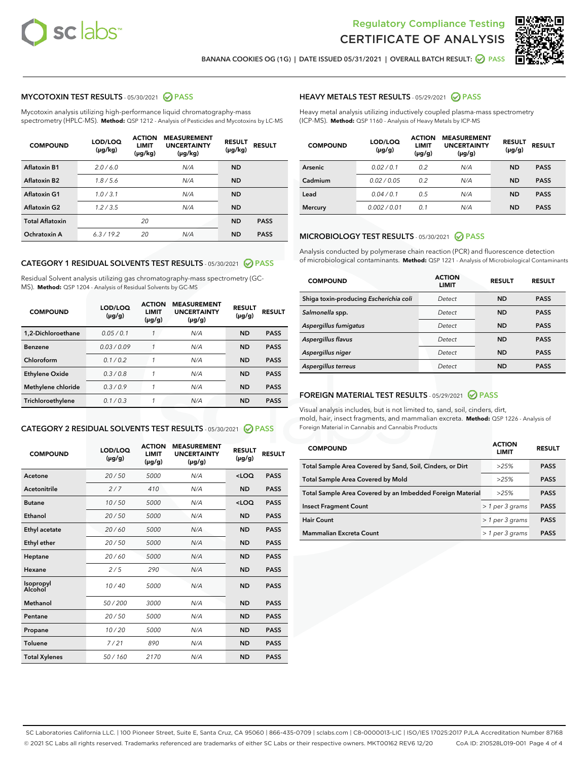Regulatory Compliance Testing

# CERTIFICATE OF ANALYSIS

BANANA COOKIES OG (1G) | DATE ISSUED 05/31/2021 | OVERALL BATCH RESULT: PASS

## MYCOTOXIN TEST RESULTS - 05/30/2021 PASS

Mycotoxin analysis utilizing high-performance liquid chromatography-mass spectrometry (HPLC-MS). **Method:** QSP 1212 - Analysis of Pesticides and Mycotoxins by LC-MS

| COMPOUND | LOD/LOQ (µg/kg) | ACTION LIMIT (µg/kg) | MEASUREMENT UNCERTAINTY (µg/kg) | RESULT (µg/kg) | RESULT |
|---|---|---|---|---|---|
| Aflatoxin B1 | 2.0 / 6.0 | | N/A | ND | |
| Aflatoxin B2 | 1.8 / 5.6 | | N/A | ND | |
| Aflatoxin G1 | 1.0 / 3.1 | | N/A | ND | |
| Aflatoxin G2 | 1.2 / 3.5 | | N/A | ND | |
| Total Aflatoxin | | 20 | | ND | PASS |
| Ochratoxin A | 6.3 / 19.2 | 20 | N/A | ND | PASS |

## CATEGORY 1 RESIDUAL SOLVENTS TEST RESULTS - 05/30/2021 PASS

Residual Solvent analysis utilizing gas chromatography-mass spectrometry (GC-MS). **Method:** QSP 1204 - Analysis of Residual Solvents by GC-MS

| COMPOUND | LOD/LOQ (µg/g) | ACTION LIMIT (µg/g) | MEASUREMENT UNCERTAINTY (µg/g) | RESULT (µg/g) | RESULT |
|---|---|---|---|---|---|
| 1,2-Dichloroethane | 0.05 / 0.1 | 1 | N/A | ND | PASS |
| Benzene | 0.03 / 0.09 | 1 | N/A | ND | PASS |
| Chloroform | 0.1 / 0.2 | 1 | N/A | ND | PASS |
| Ethylene Oxide | 0.3 / 0.8 | 1 | N/A | ND | PASS |
| Methylene chloride | 0.3 / 0.9 | 1 | N/A | ND | PASS |
| Trichloroethylene | 0.1 / 0.3 | 1 | N/A | ND | PASS |

## CATEGORY 2 RESIDUAL SOLVENTS TEST RESULTS - 05/30/2021 PASS

| COMPOUND | LOD/LOQ (µg/g) | ACTION LIMIT (µg/g) | MEASUREMENT UNCERTAINTY (µg/g) | RESULT (µg/g) | RESULT |
|---|---|---|---|---|---|
| Acetone | 20 / 50 | 5000 | N/A | <LOQ | PASS |
| Acetonitrile | 2 / 7 | 410 | N/A | ND | PASS |
| Butane | 10 / 50 | 5000 | N/A | <LOQ | PASS |
| Ethanol | 20 / 50 | 5000 | N/A | ND | PASS |
| Ethyl acetate | 20 / 60 | 5000 | N/A | ND | PASS |
| Ethyl ether | 20 / 50 | 5000 | N/A | ND | PASS |
| Heptane | 20 / 60 | 5000 | N/A | ND | PASS |
| Hexane | 2 / 5 | 290 | N/A | ND | PASS |
| Isopropyl Alcohol | 10 / 40 | 5000 | N/A | ND | PASS |
| Methanol | 50 / 200 | 3000 | N/A | ND | PASS |
| Pentane | 20 / 50 | 5000 | N/A | ND | PASS |
| Propane | 10 / 20 | 5000 | N/A | ND | PASS |
| Toluene | 7 / 21 | 890 | N/A | ND | PASS |
| Total Xylenes | 50 / 160 | 2170 | N/A | ND | PASS |

## HEAVY METALS TEST RESULTS - 05/29/2021 PASS

Heavy metal analysis utilizing inductively coupled plasma-mass spectrometry (ICP-MS). **Method:** QSP 1160 - Analysis of Heavy Metals by ICP-MS

| COMPOUND | LOD/LOQ (µg/g) | ACTION LIMIT (µg/g) | MEASUREMENT UNCERTAINTY (µg/g) | RESULT (µg/g) | RESULT |
|---|---|---|---|---|---|
| Arsenic | 0.02 / 0.1 | 0.2 | N/A | ND | PASS |
| Cadmium | 0.02 / 0.05 | 0.2 | N/A | ND | PASS |
| Lead | 0.04 / 0.1 | 0.5 | N/A | ND | PASS |
| Mercury | 0.002 / 0.01 | 0.1 | N/A | ND | PASS |

## MICROBIOLOGY TEST RESULTS - 05/30/2021 PASS

Analysis conducted by polymerase chain reaction (PCR) and fluorescence detection of microbiological contaminants. **Method:** QSP 1221 - Analysis of Microbiological Contaminants

| COMPOUND | ACTION LIMIT | RESULT | RESULT |
|---|---|---|---|
| Shiga toxin-producing *Escherichia coli* | Detect | ND | PASS |
| *Salmonella* spp. | Detect | ND | PASS |
| *Aspergillus fumigatus* | Detect | ND | PASS |
| *Aspergillus flavus* | Detect | ND | PASS |
| *Aspergillus niger* | Detect | ND | PASS |
| *Aspergillus terreus* | Detect | ND | PASS |

## FOREIGN MATERIAL TEST RESULTS - 05/29/2021 PASS

Visual analysis includes, but is not limited to, sand, soil, cinders, dirt, mold, hair, insect fragments, and mammalian excreta. **Method:** QSP 1226 - Analysis of Foreign Material in Cannabis and Cannabis Products

| COMPOUND | ACTION LIMIT | RESULT |
|---|---|---|
| Total Sample Area Covered by Sand, Soil, Cinders, or Dirt | >25% | PASS |
| Total Sample Area Covered by Mold | >25% | PASS |
| Total Sample Area Covered by an Imbedded Foreign Material | >25% | PASS |
| Insect Fragment Count | > 1 per 3 grams | PASS |
| Hair Count | > 1 per 3 grams | PASS |
| Mammalian Excreta Count | > 1 per 3 grams | PASS |

SC Laboratories California LLC. | 100 Pioneer Street, Suite E, Santa Cruz, CA 95060 | 866-435-0709 | sclabs.com | C8-0000013-LIC | ISO/IES 17025:2017 PJLA Accreditation Number 87168
© 2021 SC Labs all rights reserved. Trademarks referenced are trademarks of either SC Labs or their respective owners. MKT00162 REV6 12/20 CoA ID: 210528L019-001